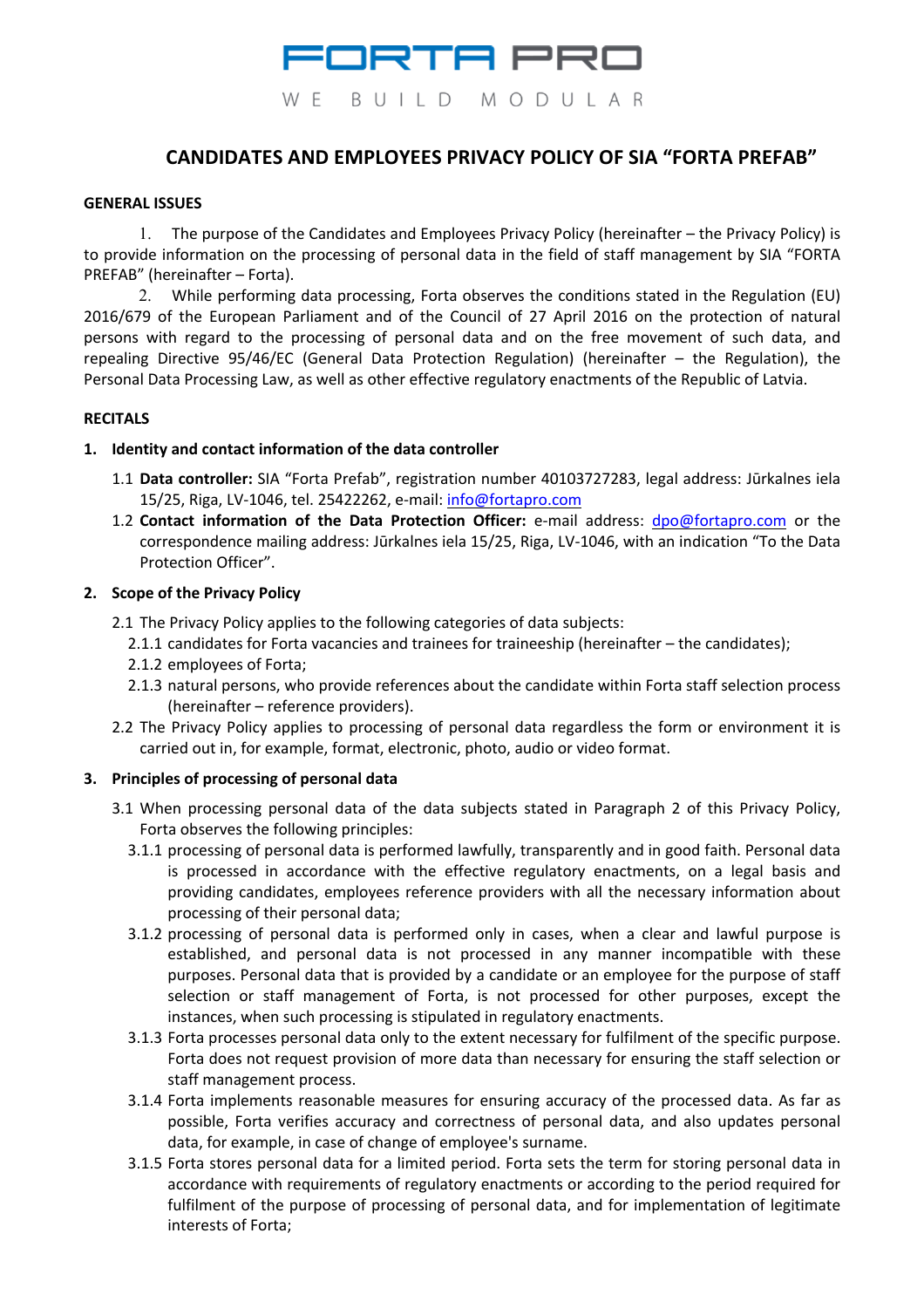FORTA PRO

WE BUILD MODULAR

# CANDIDATES AND EMPLOYEES PRIVACY POLICY OF SIA “FORTA PREFAB”

## GENERAL ISSUES

1. The purpose of the Candidates and Employees Privacy Policy (hereinafter – the Privacy Policy) is to provide information on the processing of personal data in the field of staff management by SIA “FORTA PREFAB” (hereinafter – Forta).

2. While performing data processing, Forta observes the conditions stated in the Regulation (EU) 2016/679 of the European Parliament and of the Council of 27 April 2016 on the protection of natural persons with regard to the processing of personal data and on the free movement of such data, and repealing Directive 95/46/EC (General Data Protection Regulation) (hereinafter – the Regulation), the Personal Data Processing Law, as well as other effective regulatory enactments of the Republic of Latvia.

## RECITALS

### 1. Identity and contact information of the data controller

1.1 **Data controller:** SIA “Forta Prefab”, registration number 40103727283, legal address: Jūrkalnes iela 15/25, Riga, LV-1046, tel. 25422262, e-mail: info@fortapro.com

1.2 **Contact information of the Data Protection Officer:** e-mail address: dpo@fortapro.com or the correspondence mailing address: Jūrkalnes iela 15/25, Riga, LV-1046, with an indication “To the Data Protection Officer”.

### 2. Scope of the Privacy Policy

2.1 The Privacy Policy applies to the following categories of data subjects:

2.1.1 candidates for Forta vacancies and trainees for traineeship (hereinafter – the candidates);

2.1.2 employees of Forta;

2.1.3 natural persons, who provide references about the candidate within Forta staff selection process (hereinafter – reference providers).

2.2 The Privacy Policy applies to processing of personal data regardless the form or environment it is carried out in, for example, format, electronic, photo, audio or video format.

### 3. Principles of processing of personal data

3.1 When processing personal data of the data subjects stated in Paragraph 2 of this Privacy Policy, Forta observes the following principles:

3.1.1 processing of personal data is performed lawfully, transparently and in good faith. Personal data is processed in accordance with the effective regulatory enactments, on a legal basis and providing candidates, employees reference providers with all the necessary information about processing of their personal data;

3.1.2 processing of personal data is performed only in cases, when a clear and lawful purpose is established, and personal data is not processed in any manner incompatible with these purposes. Personal data that is provided by a candidate or an employee for the purpose of staff selection or staff management of Forta, is not processed for other purposes, except the instances, when such processing is stipulated in regulatory enactments.

3.1.3 Forta processes personal data only to the extent necessary for fulfilment of the specific purpose. Forta does not request provision of more data than necessary for ensuring the staff selection or staff management process.

3.1.4 Forta implements reasonable measures for ensuring accuracy of the processed data. As far as possible, Forta verifies accuracy and correctness of personal data, and also updates personal data, for example, in case of change of employee's surname.

3.1.5 Forta stores personal data for a limited period. Forta sets the term for storing personal data in accordance with requirements of regulatory enactments or according to the period required for fulfilment of the purpose of processing of personal data, and for implementation of legitimate interests of Forta;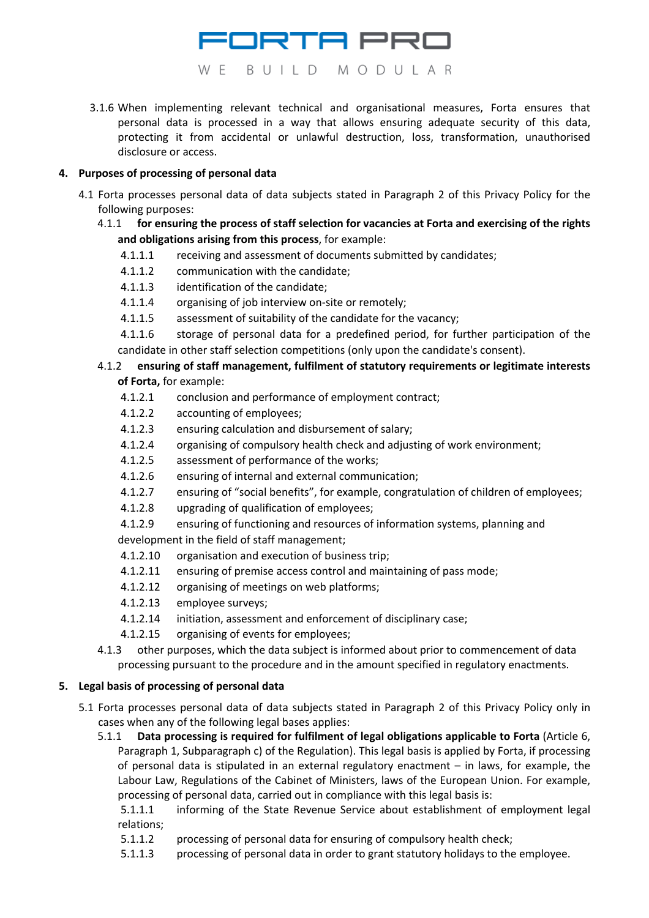3.1.6 When implementing relevant technical and organisational measures, Forta ensures that personal data is processed in a way that allows ensuring adequate security of this data, protecting it from accidental or unlawful destruction, loss, transformation, unauthorised disclosure or access.

## 4. Purposes of processing of personal data

4.1 Forta processes personal data of data subjects stated in Paragraph 2 of this Privacy Policy for the following purposes:

4.1.1 **for ensuring the process of staff selection for vacancies at Forta and exercising of the rights and obligations arising from this process**, for example:

4.1.1.1 receiving and assessment of documents submitted by candidates;

4.1.1.2 communication with the candidate;

4.1.1.3 identification of the candidate;

4.1.1.4 organising of job interview on-site or remotely;

4.1.1.5 assessment of suitability of the candidate for the vacancy;

4.1.1.6 storage of personal data for a predefined period, for further participation of the candidate in other staff selection competitions (only upon the candidate's consent).

4.1.2 **ensuring of staff management, fulfilment of statutory requirements or legitimate interests of Forta,** for example:

4.1.2.1 conclusion and performance of employment contract;

4.1.2.2 accounting of employees;

4.1.2.3 ensuring calculation and disbursement of salary;

4.1.2.4 organising of compulsory health check and adjusting of work environment;

4.1.2.5 assessment of performance of the works;

4.1.2.6 ensuring of internal and external communication;

4.1.2.7 ensuring of "social benefits", for example, congratulation of children of employees;

4.1.2.8 upgrading of qualification of employees;

4.1.2.9 ensuring of functioning and resources of information systems, planning and development in the field of staff management;

4.1.2.10 organisation and execution of business trip;

4.1.2.11 ensuring of premise access control and maintaining of pass mode;

4.1.2.12 organising of meetings on web platforms;

4.1.2.13 employee surveys;

4.1.2.14 initiation, assessment and enforcement of disciplinary case;

4.1.2.15 organising of events for employees;

4.1.3 other purposes, which the data subject is informed about prior to commencement of data processing pursuant to the procedure and in the amount specified in regulatory enactments.

## 5. Legal basis of processing of personal data

5.1 Forta processes personal data of data subjects stated in Paragraph 2 of this Privacy Policy only in cases when any of the following legal bases applies:

5.1.1 **Data processing is required for fulfilment of legal obligations applicable to Forta** (Article 6, Paragraph 1, Subparagraph c) of the Regulation). This legal basis is applied by Forta, if processing of personal data is stipulated in an external regulatory enactment – in laws, for example, the Labour Law, Regulations of the Cabinet of Ministers, laws of the European Union. For example, processing of personal data, carried out in compliance with this legal basis is:

5.1.1.1 informing of the State Revenue Service about establishment of employment legal relations;

5.1.1.2 processing of personal data for ensuring of compulsory health check;

5.1.1.3 processing of personal data in order to grant statutory holidays to the employee.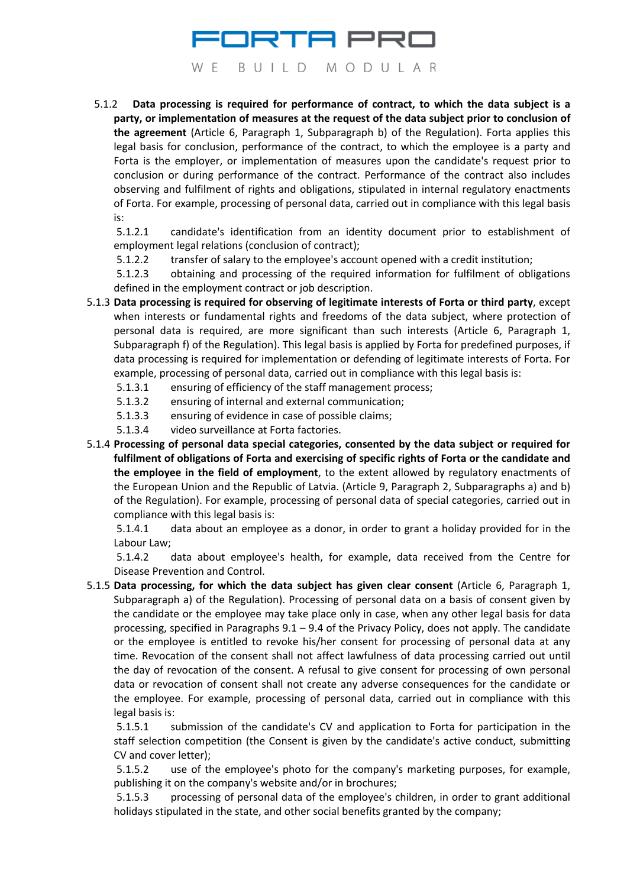5.1.2 **Data processing is required for performance of contract, to which the data subject is a party, or implementation of measures at the request of the data subject prior to conclusion of the agreement** (Article 6, Paragraph 1, Subparagraph b) of the Regulation). Forta applies this legal basis for conclusion, performance of the contract, to which the employee is a party and Forta is the employer, or implementation of measures upon the candidate's request prior to conclusion or during performance of the contract. Performance of the contract also includes observing and fulfilment of rights and obligations, stipulated in internal regulatory enactments of Forta. For example, processing of personal data, carried out in compliance with this legal basis is:

5.1.2.1 candidate's identification from an identity document prior to establishment of employment legal relations (conclusion of contract);

5.1.2.2 transfer of salary to the employee's account opened with a credit institution;

5.1.2.3 obtaining and processing of the required information for fulfilment of obligations defined in the employment contract or job description.

5.1.3 **Data processing is required for observing of legitimate interests of Forta or third party**, except when interests or fundamental rights and freedoms of the data subject, where protection of personal data is required, are more significant than such interests (Article 6, Paragraph 1, Subparagraph f) of the Regulation). This legal basis is applied by Forta for predefined purposes, if data processing is required for implementation or defending of legitimate interests of Forta. For example, processing of personal data, carried out in compliance with this legal basis is:

5.1.3.1 ensuring of efficiency of the staff management process;

5.1.3.2 ensuring of internal and external communication;

5.1.3.3 ensuring of evidence in case of possible claims;

5.1.3.4 video surveillance at Forta factories.

5.1.4 **Processing of personal data special categories, consented by the data subject or required for fulfilment of obligations of Forta and exercising of specific rights of Forta or the candidate and the employee in the field of employment**, to the extent allowed by regulatory enactments of the European Union and the Republic of Latvia. (Article 9, Paragraph 2, Subparagraphs a) and b) of the Regulation). For example, processing of personal data of special categories, carried out in compliance with this legal basis is:

5.1.4.1 data about an employee as a donor, in order to grant a holiday provided for in the Labour Law;

5.1.4.2 data about employee's health, for example, data received from the Centre for Disease Prevention and Control.

5.1.5 **Data processing, for which the data subject has given clear consent** (Article 6, Paragraph 1, Subparagraph a) of the Regulation). Processing of personal data on a basis of consent given by the candidate or the employee may take place only in case, when any other legal basis for data processing, specified in Paragraphs 9.1 – 9.4 of the Privacy Policy, does not apply. The candidate or the employee is entitled to revoke his/her consent for processing of personal data at any time. Revocation of the consent shall not affect lawfulness of data processing carried out until the day of revocation of the consent. A refusal to give consent for processing of own personal data or revocation of consent shall not create any adverse consequences for the candidate or the employee. For example, processing of personal data, carried out in compliance with this legal basis is:

5.1.5.1 submission of the candidate's CV and application to Forta for participation in the staff selection competition (the Consent is given by the candidate's active conduct, submitting CV and cover letter);

5.1.5.2 use of the employee's photo for the company's marketing purposes, for example, publishing it on the company's website and/or in brochures;

5.1.5.3 processing of personal data of the employee's children, in order to grant additional holidays stipulated in the state, and other social benefits granted by the company;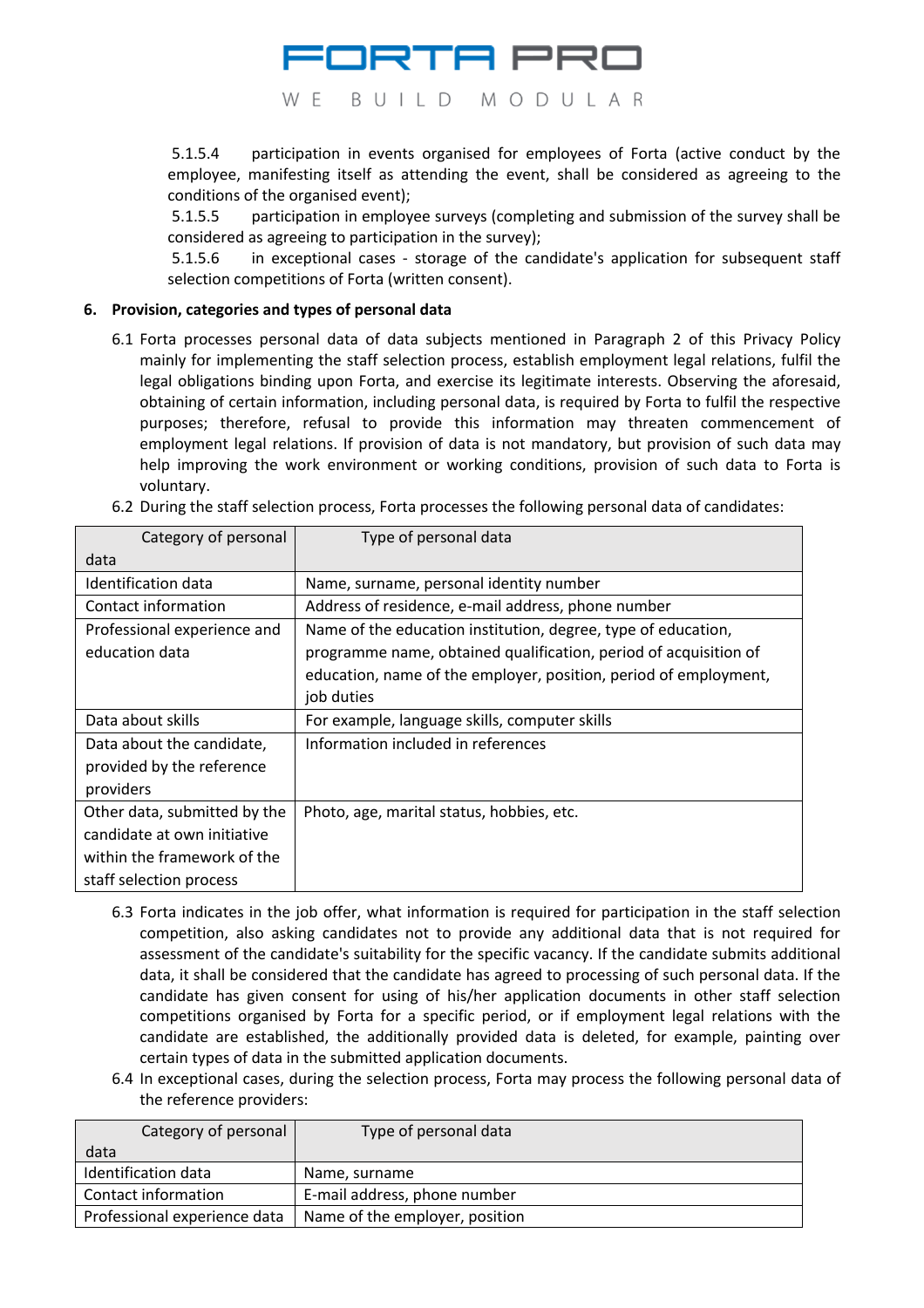5.1.5.4 participation in events organised for employees of Forta (active conduct by the employee, manifesting itself as attending the event, shall be considered as agreeing to the conditions of the organised event);

5.1.5.5 participation in employee surveys (completing and submission of the survey shall be considered as agreeing to participation in the survey);

5.1.5.6 in exceptional cases - storage of the candidate's application for subsequent staff selection competitions of Forta (written consent).

## 6. Provision, categories and types of personal data

6.1 Forta processes personal data of data subjects mentioned in Paragraph 2 of this Privacy Policy mainly for implementing the staff selection process, establish employment legal relations, fulfil the legal obligations binding upon Forta, and exercise its legitimate interests. Observing the aforesaid, obtaining of certain information, including personal data, is required by Forta to fulfil the respective purposes; therefore, refusal to provide this information may threaten commencement of employment legal relations. If provision of data is not mandatory, but provision of such data may help improving the work environment or working conditions, provision of such data to Forta is voluntary.

6.2 During the staff selection process, Forta processes the following personal data of candidates:

| Category of personal data | Type of personal data |
|---|---|
| Identification data | Name, surname, personal identity number |
| Contact information | Address of residence, e-mail address, phone number |
| Professional experience and education data | Name of the education institution, degree, type of education, programme name, obtained qualification, period of acquisition of education, name of the employer, position, period of employment, job duties |
| Data about skills | For example, language skills, computer skills |
| Data about the candidate, provided by the reference providers | Information included in references |
| Other data, submitted by the candidate at own initiative within the framework of the staff selection process | Photo, age, marital status, hobbies, etc. |

6.3 Forta indicates in the job offer, what information is required for participation in the staff selection competition, also asking candidates not to provide any additional data that is not required for assessment of the candidate's suitability for the specific vacancy. If the candidate submits additional data, it shall be considered that the candidate has agreed to processing of such personal data. If the candidate has given consent for using of his/her application documents in other staff selection competitions organised by Forta for a specific period, or if employment legal relations with the candidate are established, the additionally provided data is deleted, for example, painting over certain types of data in the submitted application documents.

6.4 In exceptional cases, during the selection process, Forta may process the following personal data of the reference providers:

| Category of personal data | Type of personal data |
|---|---|
| Identification data | Name, surname |
| Contact information | E-mail address, phone number |
| Professional experience data | Name of the employer, position |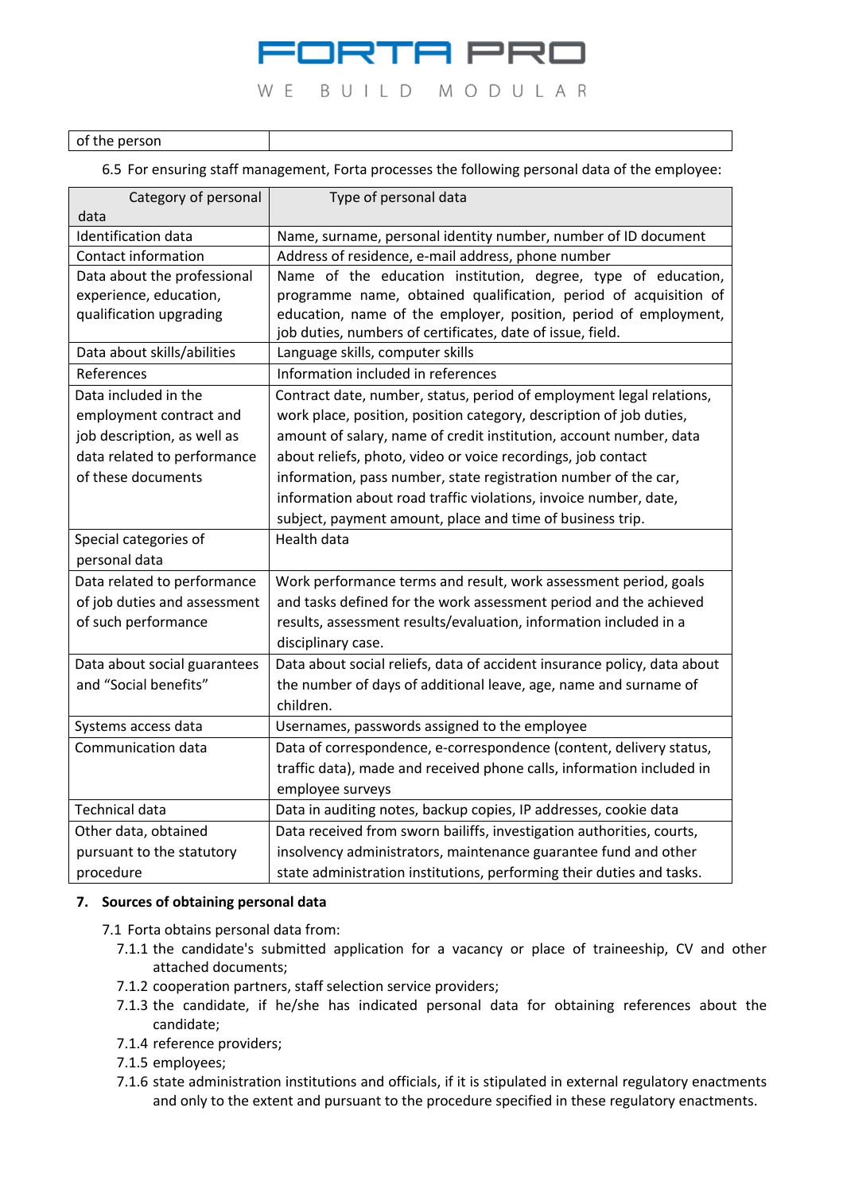| of the person | |
|---|---|

6.5 For ensuring staff management, Forta processes the following personal data of the employee:

| Category of personal data | Type of personal data |
|---|---|
| Identification data | Name, surname, personal identity number, number of ID document |
| Contact information | Address of residence, e-mail address, phone number |
| Data about the professional experience, education, qualification upgrading | Name of the education institution, degree, type of education, programme name, obtained qualification, period of acquisition of education, name of the employer, position, period of employment, job duties, numbers of certificates, date of issue, field. |
| Data about skills/abilities | Language skills, computer skills |
| References | Information included in references |
| Data included in the employment contract and job description, as well as data related to performance of these documents | Contract date, number, status, period of employment legal relations, work place, position, position category, description of job duties, amount of salary, name of credit institution, account number, data about reliefs, photo, video or voice recordings, job contact information, pass number, state registration number of the car, information about road traffic violations, invoice number, date, subject, payment amount, place and time of business trip. |
| Special categories of personal data | Health data |
| Data related to performance of job duties and assessment of such performance | Work performance terms and result, work assessment period, goals and tasks defined for the work assessment period and the achieved results, assessment results/evaluation, information included in a disciplinary case. |
| Data about social guarantees and "Social benefits" | Data about social reliefs, data of accident insurance policy, data about the number of days of additional leave, age, name and surname of children. |
| Systems access data | Usernames, passwords assigned to the employee |
| Communication data | Data of correspondence, e-correspondence (content, delivery status, traffic data), made and received phone calls, information included in employee surveys |
| Technical data | Data in auditing notes, backup copies, IP addresses, cookie data |
| Other data, obtained pursuant to the statutory procedure | Data received from sworn bailiffs, investigation authorities, courts, insolvency administrators, maintenance guarantee fund and other state administration institutions, performing their duties and tasks. |

## 7. Sources of obtaining personal data

7.1 Forta obtains personal data from:

7.1.1 the candidate's submitted application for a vacancy or place of traineeship, CV and other attached documents;

7.1.2 cooperation partners, staff selection service providers;

7.1.3 the candidate, if he/she has indicated personal data for obtaining references about the candidate;

7.1.4 reference providers;

7.1.5 employees;

7.1.6 state administration institutions and officials, if it is stipulated in external regulatory enactments and only to the extent and pursuant to the procedure specified in these regulatory enactments.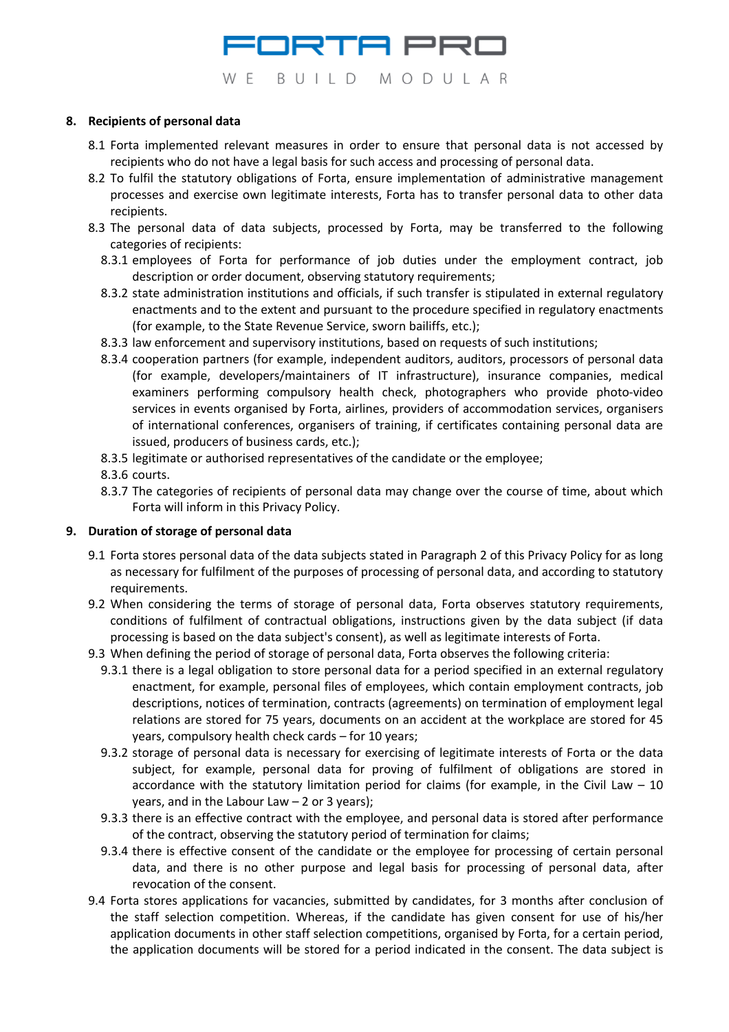## 8. Recipients of personal data

8.1 Forta implemented relevant measures in order to ensure that personal data is not accessed by recipients who do not have a legal basis for such access and processing of personal data.

8.2 To fulfil the statutory obligations of Forta, ensure implementation of administrative management processes and exercise own legitimate interests, Forta has to transfer personal data to other data recipients.

8.3 The personal data of data subjects, processed by Forta, may be transferred to the following categories of recipients:

8.3.1 employees of Forta for performance of job duties under the employment contract, job description or order document, observing statutory requirements;

8.3.2 state administration institutions and officials, if such transfer is stipulated in external regulatory enactments and to the extent and pursuant to the procedure specified in regulatory enactments (for example, to the State Revenue Service, sworn bailiffs, etc.);

8.3.3 law enforcement and supervisory institutions, based on requests of such institutions;

8.3.4 cooperation partners (for example, independent auditors, auditors, processors of personal data (for example, developers/maintainers of IT infrastructure), insurance companies, medical examiners performing compulsory health check, photographers who provide photo-video services in events organised by Forta, airlines, providers of accommodation services, organisers of international conferences, organisers of training, if certificates containing personal data are issued, producers of business cards, etc.);

8.3.5 legitimate or authorised representatives of the candidate or the employee;

8.3.6 courts.

8.3.7 The categories of recipients of personal data may change over the course of time, about which Forta will inform in this Privacy Policy.

## 9. Duration of storage of personal data

9.1 Forta stores personal data of the data subjects stated in Paragraph 2 of this Privacy Policy for as long as necessary for fulfilment of the purposes of processing of personal data, and according to statutory requirements.

9.2 When considering the terms of storage of personal data, Forta observes statutory requirements, conditions of fulfilment of contractual obligations, instructions given by the data subject (if data processing is based on the data subject's consent), as well as legitimate interests of Forta.

9.3 When defining the period of storage of personal data, Forta observes the following criteria:

9.3.1 there is a legal obligation to store personal data for a period specified in an external regulatory enactment, for example, personal files of employees, which contain employment contracts, job descriptions, notices of termination, contracts (agreements) on termination of employment legal relations are stored for 75 years, documents on an accident at the workplace are stored for 45 years, compulsory health check cards – for 10 years;

9.3.2 storage of personal data is necessary for exercising of legitimate interests of Forta or the data subject, for example, personal data for proving of fulfilment of obligations are stored in accordance with the statutory limitation period for claims (for example, in the Civil Law – 10 years, and in the Labour Law – 2 or 3 years);

9.3.3 there is an effective contract with the employee, and personal data is stored after performance of the contract, observing the statutory period of termination for claims;

9.3.4 there is effective consent of the candidate or the employee for processing of certain personal data, and there is no other purpose and legal basis for processing of personal data, after revocation of the consent.

9.4 Forta stores applications for vacancies, submitted by candidates, for 3 months after conclusion of the staff selection competition. Whereas, if the candidate has given consent for use of his/her application documents in other staff selection competitions, organised by Forta, for a certain period, the application documents will be stored for a period indicated in the consent. The data subject is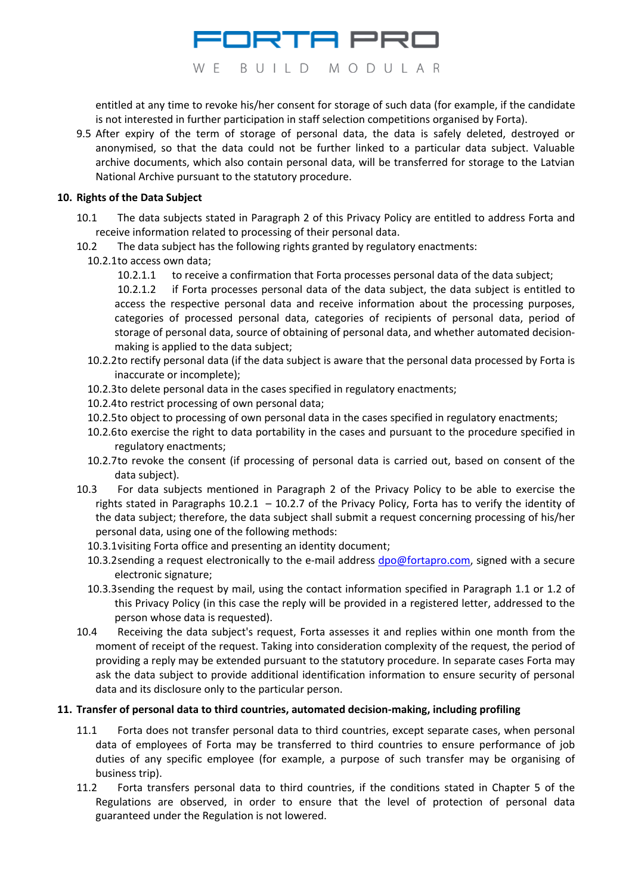entitled at any time to revoke his/her consent for storage of such data (for example, if the candidate is not interested in further participation in staff selection competitions organised by Forta).

9.5 After expiry of the term of storage of personal data, the data is safely deleted, destroyed or anonymised, so that the data could not be further linked to a particular data subject. Valuable archive documents, which also contain personal data, will be transferred for storage to the Latvian National Archive pursuant to the statutory procedure.

## 10. Rights of the Data Subject

10.1 The data subjects stated in Paragraph 2 of this Privacy Policy are entitled to address Forta and receive information related to processing of their personal data.

10.2 The data subject has the following rights granted by regulatory enactments:

10.2.1 to access own data;

10.2.1.1 to receive a confirmation that Forta processes personal data of the data subject;

10.2.1.2 if Forta processes personal data of the data subject, the data subject is entitled to access the respective personal data and receive information about the processing purposes, categories of processed personal data, categories of recipients of personal data, period of storage of personal data, source of obtaining of personal data, and whether automated decision-making is applied to the data subject;

10.2.2 to rectify personal data (if the data subject is aware that the personal data processed by Forta is inaccurate or incomplete);

10.2.3 to delete personal data in the cases specified in regulatory enactments;

10.2.4 to restrict processing of own personal data;

10.2.5 to object to processing of own personal data in the cases specified in regulatory enactments;

10.2.6 to exercise the right to data portability in the cases and pursuant to the procedure specified in regulatory enactments;

10.2.7 to revoke the consent (if processing of personal data is carried out, based on consent of the data subject).

10.3 For data subjects mentioned in Paragraph 2 of the Privacy Policy to be able to exercise the rights stated in Paragraphs 10.2.1 – 10.2.7 of the Privacy Policy, Forta has to verify the identity of the data subject; therefore, the data subject shall submit a request concerning processing of his/her personal data, using one of the following methods:

10.3.1 visiting Forta office and presenting an identity document;

10.3.2 sending a request electronically to the e-mail address dpo@fortapro.com, signed with a secure electronic signature;

10.3.3 sending the request by mail, using the contact information specified in Paragraph 1.1 or 1.2 of this Privacy Policy (in this case the reply will be provided in a registered letter, addressed to the person whose data is requested).

10.4 Receiving the data subject's request, Forta assesses it and replies within one month from the moment of receipt of the request. Taking into consideration complexity of the request, the period of providing a reply may be extended pursuant to the statutory procedure. In separate cases Forta may ask the data subject to provide additional identification information to ensure security of personal data and its disclosure only to the particular person.

## 11. Transfer of personal data to third countries, automated decision-making, including profiling

11.1 Forta does not transfer personal data to third countries, except separate cases, when personal data of employees of Forta may be transferred to third countries to ensure performance of job duties of any specific employee (for example, a purpose of such transfer may be organising of business trip).

11.2 Forta transfers personal data to third countries, if the conditions stated in Chapter 5 of the Regulations are observed, in order to ensure that the level of protection of personal data guaranteed under the Regulation is not lowered.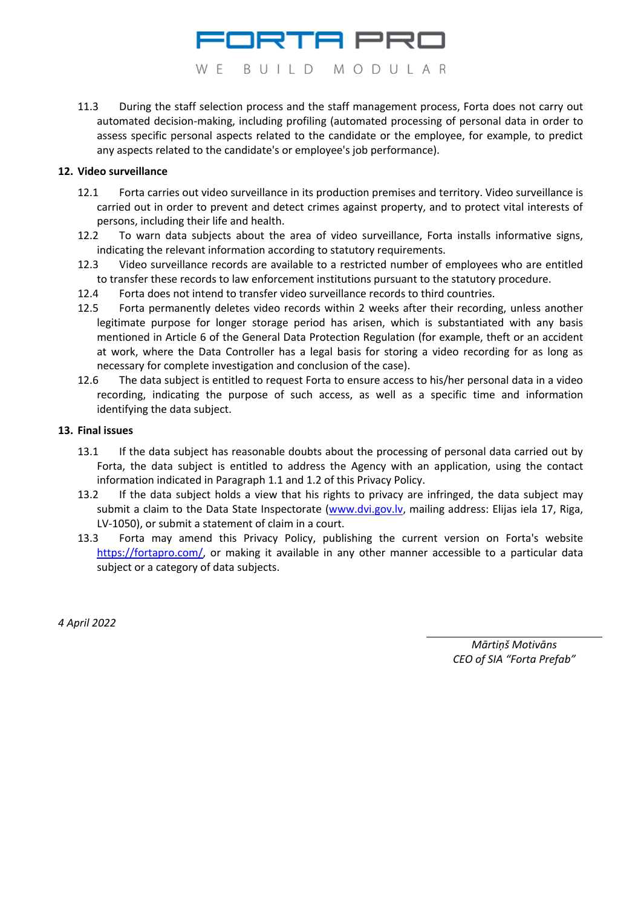11.3 During the staff selection process and the staff management process, Forta does not carry out automated decision-making, including profiling (automated processing of personal data in order to assess specific personal aspects related to the candidate or the employee, for example, to predict any aspects related to the candidate's or employee's job performance).

## 12. Video surveillance

12.1 Forta carries out video surveillance in its production premises and territory. Video surveillance is carried out in order to prevent and detect crimes against property, and to protect vital interests of persons, including their life and health.

12.2 To warn data subjects about the area of video surveillance, Forta installs informative signs, indicating the relevant information according to statutory requirements.

12.3 Video surveillance records are available to a restricted number of employees who are entitled to transfer these records to law enforcement institutions pursuant to the statutory procedure.

12.4 Forta does not intend to transfer video surveillance records to third countries.

12.5 Forta permanently deletes video records within 2 weeks after their recording, unless another legitimate purpose for longer storage period has arisen, which is substantiated with any basis mentioned in Article 6 of the General Data Protection Regulation (for example, theft or an accident at work, where the Data Controller has a legal basis for storing a video recording for as long as necessary for complete investigation and conclusion of the case).

12.6 The data subject is entitled to request Forta to ensure access to his/her personal data in a video recording, indicating the purpose of such access, as well as a specific time and information identifying the data subject.

## 13. Final issues

13.1 If the data subject has reasonable doubts about the processing of personal data carried out by Forta, the data subject is entitled to address the Agency with an application, using the contact information indicated in Paragraph 1.1 and 1.2 of this Privacy Policy.

13.2 If the data subject holds a view that his rights to privacy are infringed, the data subject may submit a claim to the Data State Inspectorate (www.dvi.gov.lv, mailing address: Elijas iela 17, Riga, LV-1050), or submit a statement of claim in a court.

13.3 Forta may amend this Privacy Policy, publishing the current version on Forta's website https://fortapro.com/, or making it available in any other manner accessible to a particular data subject or a category of data subjects.

*4 April 2022*

*Mārtiņš Motivāns*
*CEO of SIA "Forta Prefab"*